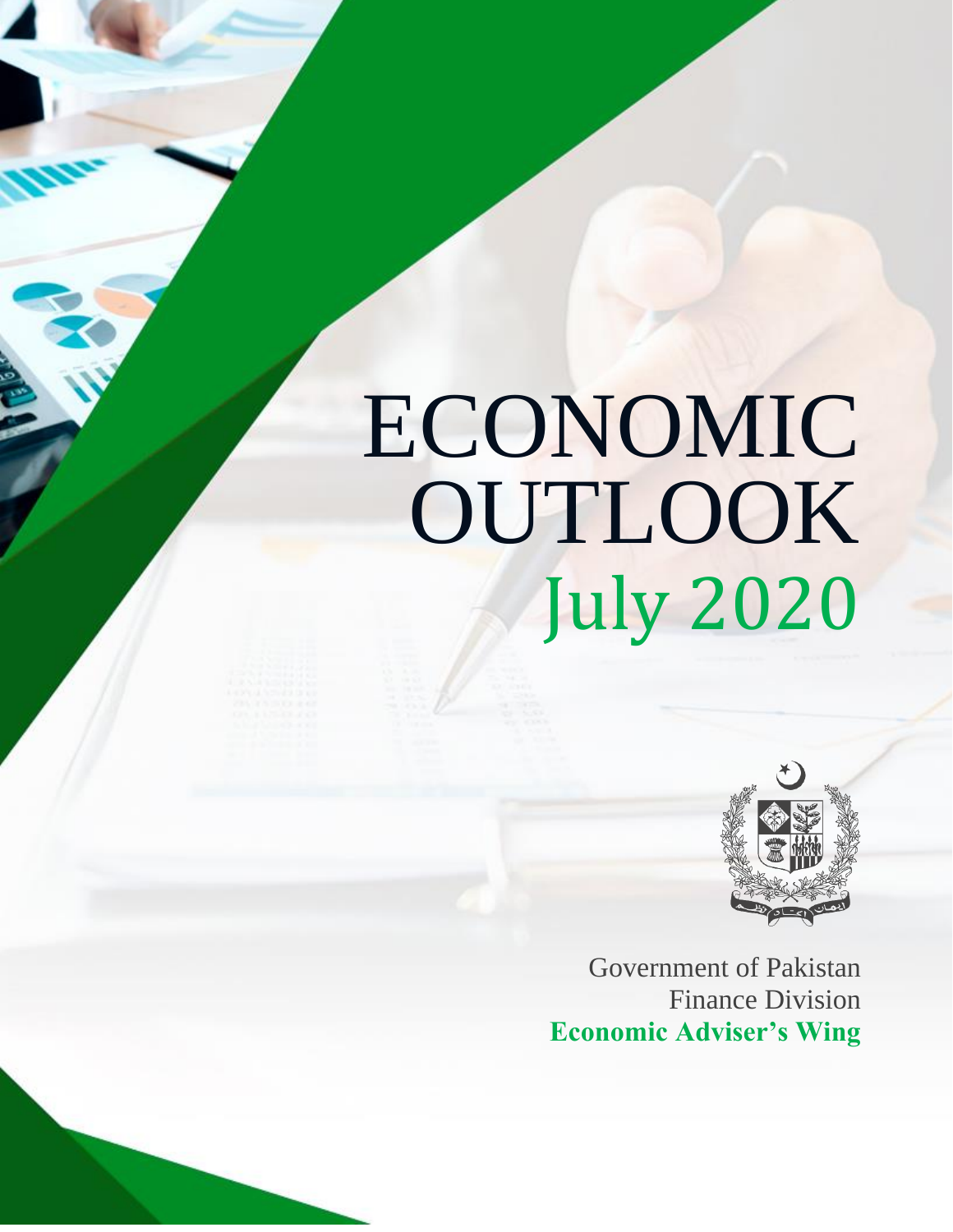# ECONOMIC OUTLOOK

## July 2020

Government of Pakistan

Finance Division

**Economic Adviser's Wing**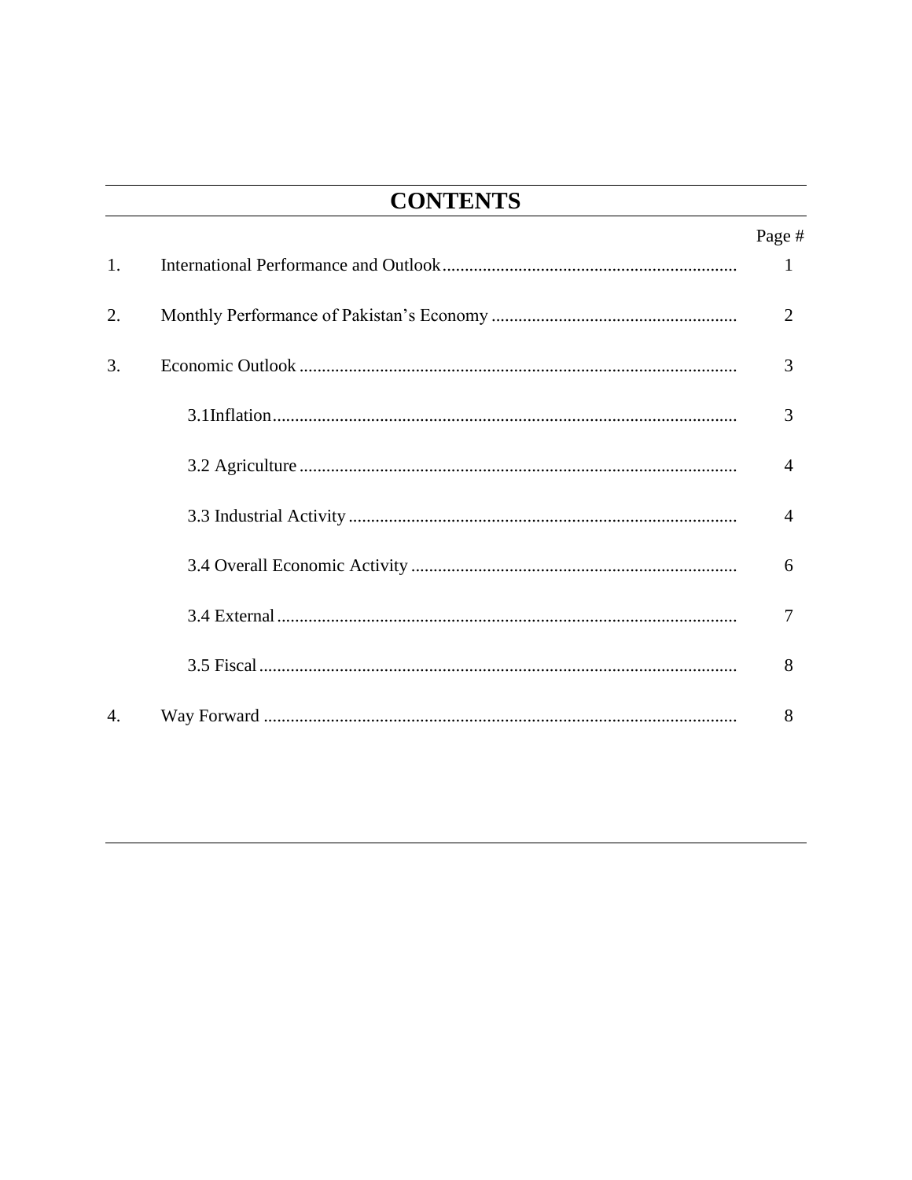# CONTENTS

| | | Page # |
|---|---|---|
| 1. | International Performance and Outlook | 1 |
| 2. | Monthly Performance of Pakistan's Economy | 2 |
| 3. | Economic Outlook | 3 |
| | 3.1Inflation | 3 |
| | 3.2 Agriculture | 4 |
| | 3.3 Industrial Activity | 4 |
| | 3.4 Overall Economic Activity | 6 |
| | 3.4 External | 7 |
| | 3.5 Fiscal | 8 |
| 4. | Way Forward | 8 |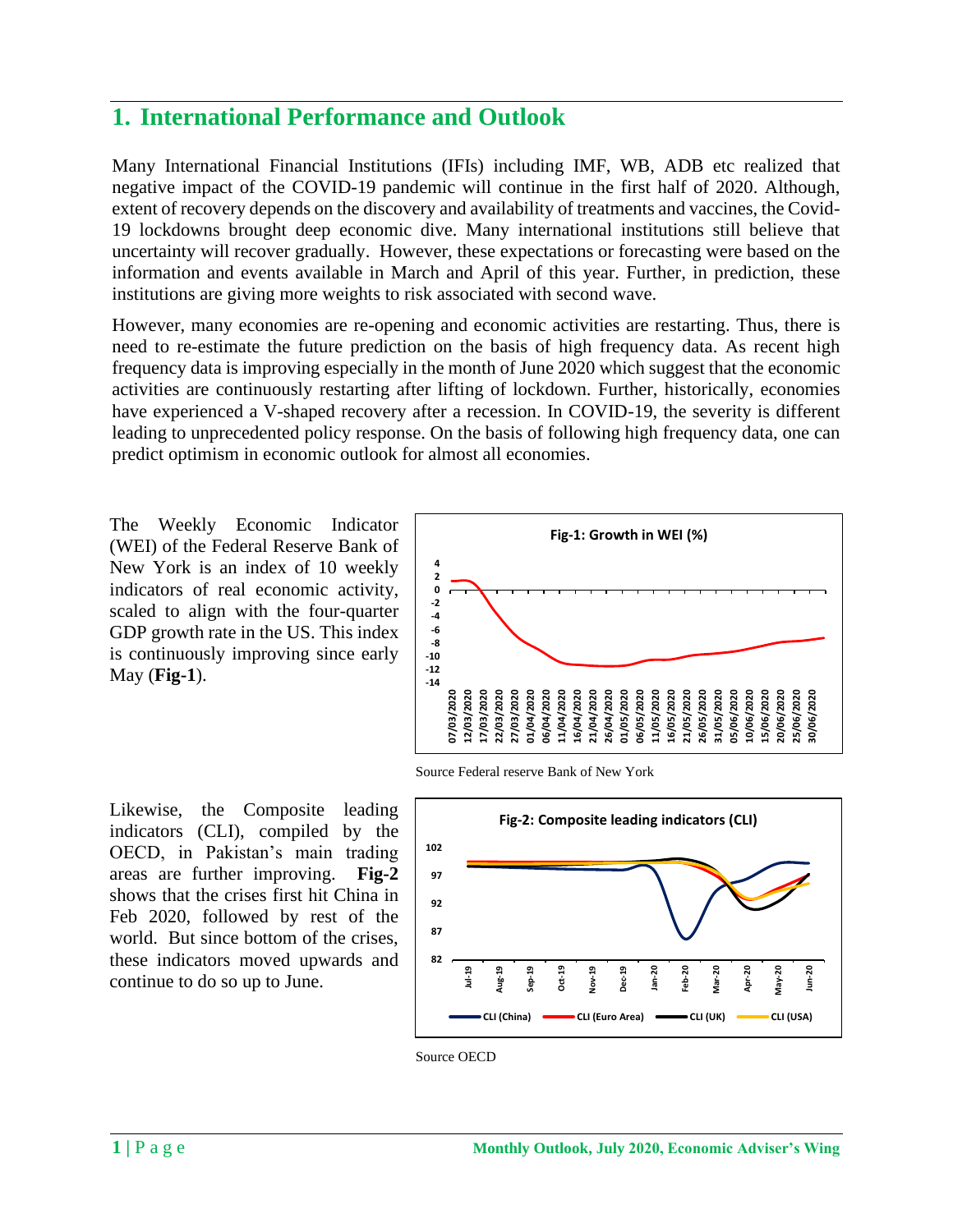# 1. International Performance and Outlook

Many International Financial Institutions (IFIs) including IMF, WB, ADB etc realized that negative impact of the COVID-19 pandemic will continue in the first half of 2020. Although, extent of recovery depends on the discovery and availability of treatments and vaccines, the Covid-19 lockdowns brought deep economic dive. Many international institutions still believe that uncertainty will recover gradually. However, these expectations or forecasting were based on the information and events available in March and April of this year. Further, in prediction, these institutions are giving more weights to risk associated with second wave.

However, many economies are re-opening and economic activities are restarting. Thus, there is need to re-estimate the future prediction on the basis of high frequency data. As recent high frequency data is improving especially in the month of June 2020 which suggest that the economic activities are continuously restarting after lifting of lockdown. Further, historically, economies have experienced a V-shaped recovery after a recession. In COVID-19, the severity is different leading to unprecedented policy response. On the basis of following high frequency data, one can predict optimism in economic outlook for almost all economies.

The Weekly Economic Indicator (WEI) of the Federal Reserve Bank of New York is an index of 10 weekly indicators of real economic activity, scaled to align with the four-quarter GDP growth rate in the US. This index is continuously improving since early May (**Fig-1**).

**Fig-1: Growth in WEI (%)**

Source Federal reserve Bank of New York

Likewise, the Composite leading indicators (CLI), compiled by the OECD, in Pakistan's main trading areas are further improving. **Fig-2** shows that the crises first hit China in Feb 2020, followed by rest of the world. But since bottom of the crises, these indicators moved upwards and continue to do so up to June.

**Fig-2: Composite leading indicators (CLI)**

Source OECD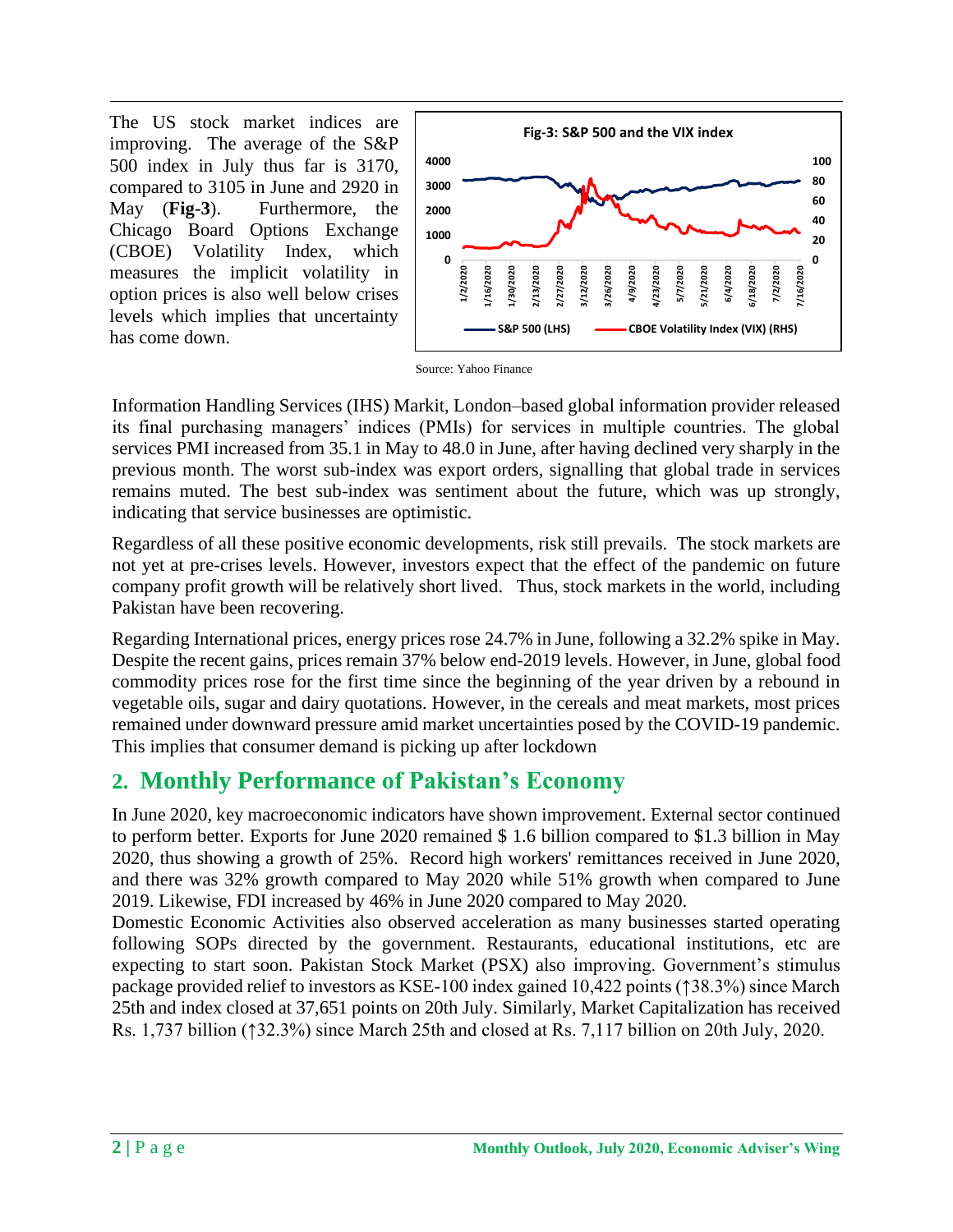The US stock market indices are improving. The average of the S&P 500 index in July thus far is 3170, compared to 3105 in June and 2920 in May (**Fig-3**). Furthermore, the Chicago Board Options Exchange (CBOE) Volatility Index, which measures the implicit volatility in option prices is also well below crises levels which implies that uncertainty has come down.

Fig-3: S&P 500 and the VIX index

Source: Yahoo Finance

Information Handling Services (IHS) Markit, London–based global information provider released its final purchasing managers' indices (PMIs) for services in multiple countries. The global services PMI increased from 35.1 in May to 48.0 in June, after having declined very sharply in the previous month. The worst sub-index was export orders, signalling that global trade in services remains muted. The best sub-index was sentiment about the future, which was up strongly, indicating that service businesses are optimistic.

Regardless of all these positive economic developments, risk still prevails. The stock markets are not yet at pre-crises levels. However, investors expect that the effect of the pandemic on future company profit growth will be relatively short lived. Thus, stock markets in the world, including Pakistan have been recovering.

Regarding International prices, energy prices rose 24.7% in June, following a 32.2% spike in May. Despite the recent gains, prices remain 37% below end-2019 levels. However, in June, global food commodity prices rose for the first time since the beginning of the year driven by a rebound in vegetable oils, sugar and dairy quotations. However, in the cereals and meat markets, most prices remained under downward pressure amid market uncertainties posed by the COVID-19 pandemic. This implies that consumer demand is picking up after lockdown

## 2. Monthly Performance of Pakistan's Economy

In June 2020, key macroeconomic indicators have shown improvement. External sector continued to perform better. Exports for June 2020 remained $ 1.6 billion compared to $1.3 billion in May 2020, thus showing a growth of 25%. Record high workers' remittances received in June 2020, and there was 32% growth compared to May 2020 while 51% growth when compared to June 2019. Likewise, FDI increased by 46% in June 2020 compared to May 2020.

Domestic Economic Activities also observed acceleration as many businesses started operating following SOPs directed by the government. Restaurants, educational institutions, etc are expecting to start soon. Pakistan Stock Market (PSX) also improving. Government's stimulus package provided relief to investors as KSE-100 index gained 10,422 points (↑38.3%) since March 25th and index closed at 37,651 points on 20th July. Similarly, Market Capitalization has received Rs. 1,737 billion (↑32.3%) since March 25th and closed at Rs. 7,117 billion on 20th July, 2020.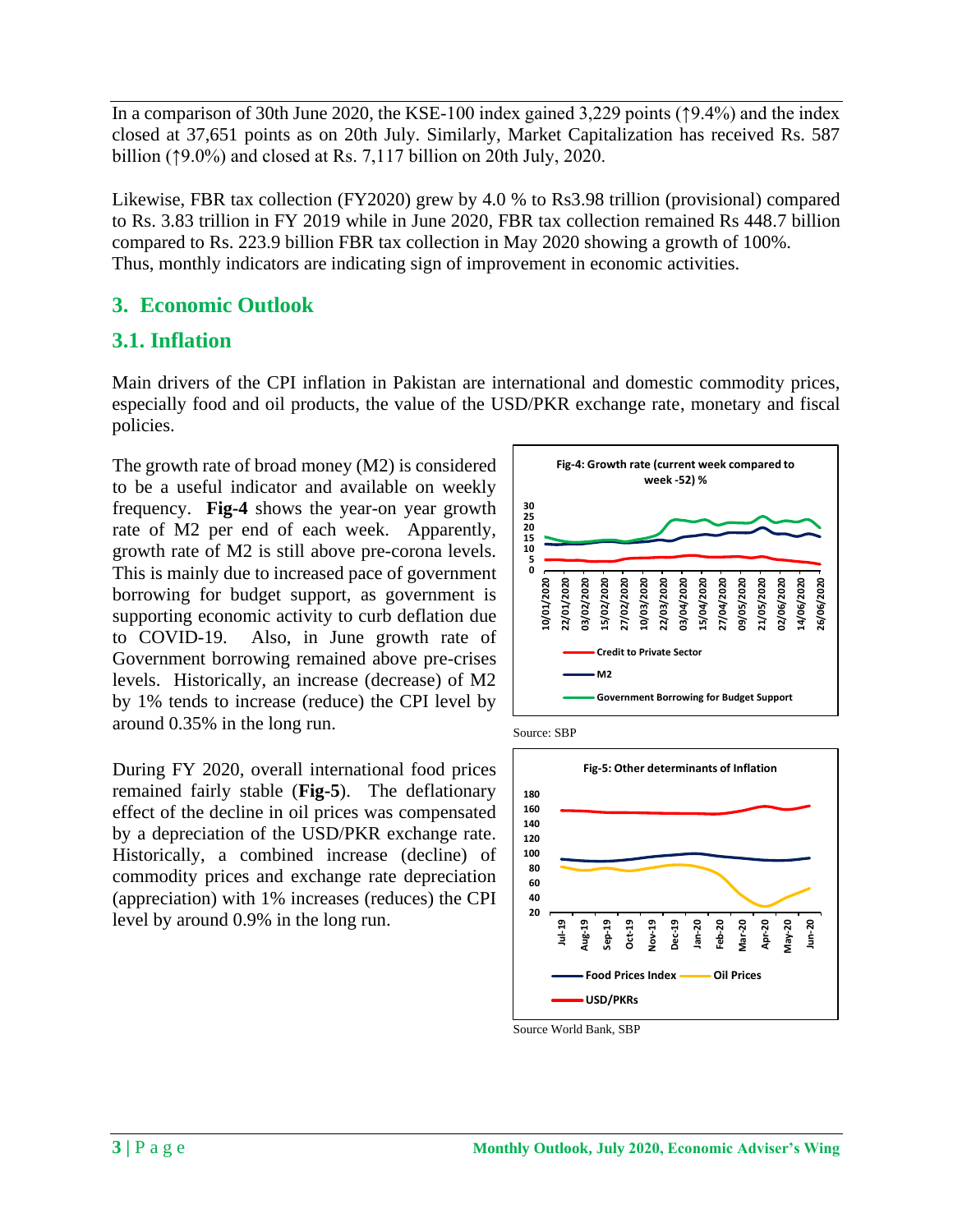In a comparison of 30th June 2020, the KSE-100 index gained 3,229 points (↑9.4%) and the index closed at 37,651 points as on 20th July. Similarly, Market Capitalization has received Rs. 587 billion (↑9.0%) and closed at Rs. 7,117 billion on 20th July, 2020.

Likewise, FBR tax collection (FY2020) grew by 4.0 % to Rs3.98 trillion (provisional) compared to Rs. 3.83 trillion in FY 2019 while in June 2020, FBR tax collection remained Rs 448.7 billion compared to Rs. 223.9 billion FBR tax collection in May 2020 showing a growth of 100%. Thus, monthly indicators are indicating sign of improvement in economic activities.

## 3. Economic Outlook

### 3.1. Inflation

Main drivers of the CPI inflation in Pakistan are international and domestic commodity prices, especially food and oil products, the value of the USD/PKR exchange rate, monetary and fiscal policies.

The growth rate of broad money (M2) is considered to be a useful indicator and available on weekly frequency. **Fig-4** shows the year-on year growth rate of M2 per end of each week. Apparently, growth rate of M2 is still above pre-corona levels. This is mainly due to increased pace of government borrowing for budget support, as government is supporting economic activity to curb deflation due to COVID-19. Also, in June growth rate of Government borrowing remained above pre-crises levels. Historically, an increase (decrease) of M2 by 1% tends to increase (reduce) the CPI level by around 0.35% in the long run.

**Fig-4: Growth rate (current week compared to week -52) %**

Source: SBP

During FY 2020, overall international food prices remained fairly stable (**Fig-5**). The deflationary effect of the decline in oil prices was compensated by a depreciation of the USD/PKR exchange rate. Historically, a combined increase (decline) of commodity prices and exchange rate depreciation (appreciation) with 1% increases (reduces) the CPI level by around 0.9% in the long run.

**Fig-5: Other determinants of Inflation**

Source World Bank, SBP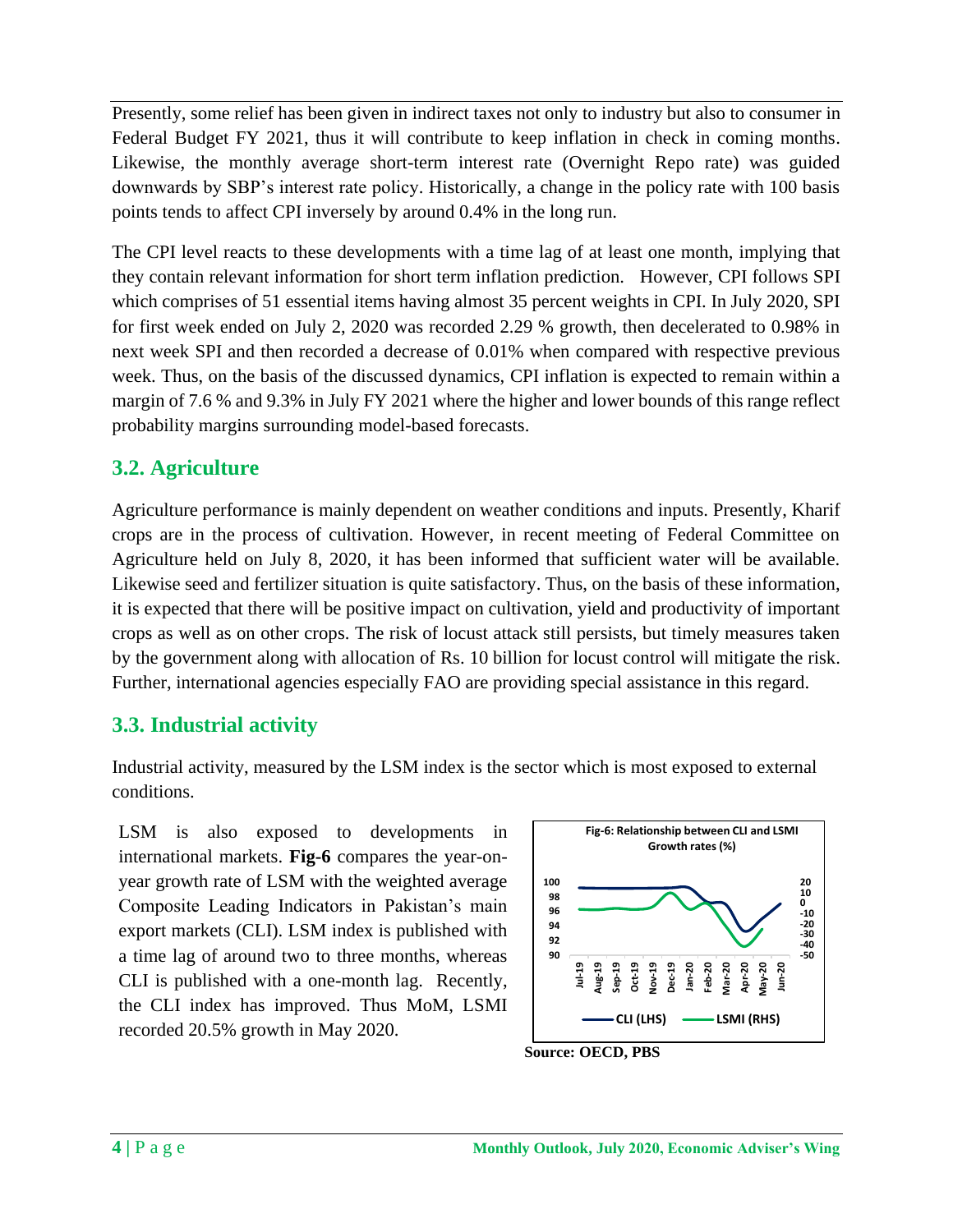Presently, some relief has been given in indirect taxes not only to industry but also to consumer in Federal Budget FY 2021, thus it will contribute to keep inflation in check in coming months. Likewise, the monthly average short-term interest rate (Overnight Repo rate) was guided downwards by SBP's interest rate policy. Historically, a change in the policy rate with 100 basis points tends to affect CPI inversely by around 0.4% in the long run.

The CPI level reacts to these developments with a time lag of at least one month, implying that they contain relevant information for short term inflation prediction. However, CPI follows SPI which comprises of 51 essential items having almost 35 percent weights in CPI. In July 2020, SPI for first week ended on July 2, 2020 was recorded 2.29 % growth, then decelerated to 0.98% in next week SPI and then recorded a decrease of 0.01% when compared with respective previous week. Thus, on the basis of the discussed dynamics, CPI inflation is expected to remain within a margin of 7.6 % and 9.3% in July FY 2021 where the higher and lower bounds of this range reflect probability margins surrounding model-based forecasts.

## 3.2. Agriculture

Agriculture performance is mainly dependent on weather conditions and inputs. Presently, Kharif crops are in the process of cultivation. However, in recent meeting of Federal Committee on Agriculture held on July 8, 2020, it has been informed that sufficient water will be available. Likewise seed and fertilizer situation is quite satisfactory. Thus, on the basis of these information, it is expected that there will be positive impact on cultivation, yield and productivity of important crops as well as on other crops. The risk of locust attack still persists, but timely measures taken by the government along with allocation of Rs. 10 billion for locust control will mitigate the risk. Further, international agencies especially FAO are providing special assistance in this regard.

## 3.3. Industrial activity

Industrial activity, measured by the LSM index is the sector which is most exposed to external conditions.

LSM is also exposed to developments in international markets. **Fig-6** compares the year-on-year growth rate of LSM with the weighted average Composite Leading Indicators in Pakistan's main export markets (CLI). LSM index is published with a time lag of around two to three months, whereas CLI is published with a one-month lag. Recently, the CLI index has improved. Thus MoM, LSMI recorded 20.5% growth in May 2020.

**Fig-6: Relationship between CLI and LSMI Growth rates (%)**

**Source: OECD, PBS**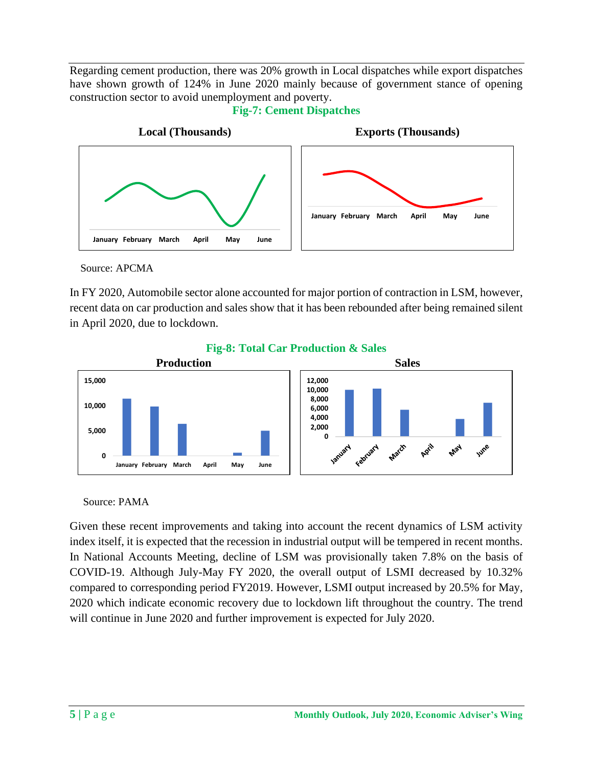Regarding cement production, there was 20% growth in Local dispatches while export dispatches have shown growth of 124% in June 2020 mainly because of government stance of opening construction sector to avoid unemployment and poverty.

**Fig-7: Cement Dispatches**

**Local (Thousands)** **Exports (Thousands)**

Source: APCMA

In FY 2020, Automobile sector alone accounted for major portion of contraction in LSM, however, recent data on car production and sales show that it has been rebounded after being remained silent in April 2020, due to lockdown.

**Fig-8: Total Car Production & Sales**

**Production** **Sales**

Source: PAMA

Given these recent improvements and taking into account the recent dynamics of LSM activity index itself, it is expected that the recession in industrial output will be tempered in recent months. In National Accounts Meeting, decline of LSM was provisionally taken 7.8% on the basis of COVID-19. Although July-May FY 2020, the overall output of LSMI decreased by 10.32% compared to corresponding period FY2019. However, LSMI output increased by 20.5% for May, 2020 which indicate economic recovery due to lockdown lift throughout the country. The trend will continue in June 2020 and further improvement is expected for July 2020.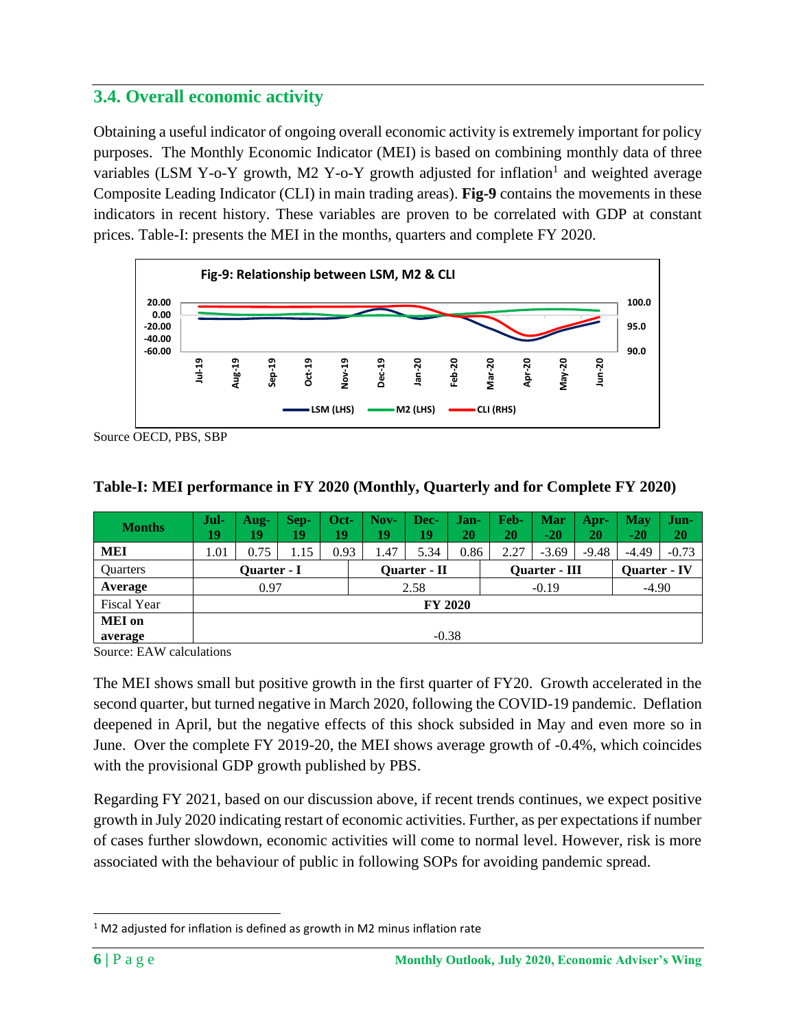## 3.4. Overall economic activity

Obtaining a useful indicator of ongoing overall economic activity is extremely important for policy purposes. The Monthly Economic Indicator (MEI) is based on combining monthly data of three variables (LSM Y-o-Y growth, M2 Y-o-Y growth adjusted for inflation[1] and weighted average Composite Leading Indicator (CLI) in main trading areas). **Fig-9** contains the movements in these indicators in recent history. These variables are proven to be correlated with GDP at constant prices. Table-I: presents the MEI in the months, quarters and complete FY 2020.

**Fig-9: Relationship between LSM, M2 & CLI**

Source OECD, PBS, SBP

**Table-I: MEI performance in FY 2020 (Monthly, Quarterly and for Complete FY 2020)**

| Months | Jul-19 | Aug-19 | Sep-19 | Oct-19 | Nov-19 | Dec-19 | Jan-20 | Feb-20 | Mar-20 | Apr-20 | May-20 | Jun-20 |
|---|---|---|---|---|---|---|---|---|---|---|---|---|
| **MEI** | 1.01 | 0.75 | 1.15 | 0.93 | 1.47 | 5.34 | 0.86 | 2.27 | -3.69 | -9.48 | -4.49 | -0.73 |
| Quarters | **Quarter - I** | | | **Quarter - II** | | | **Quarter - III** | | | **Quarter - IV** | | |
| **Average** | 0.97 | | | 2.58 | | | -0.19 | | | -4.90 | | |
| Fiscal Year | **FY 2020** | | | | | | | | | | | |
| **MEI on average** | -0.38 | | | | | | | | | | | |

Source: EAW calculations

The MEI shows small but positive growth in the first quarter of FY20. Growth accelerated in the second quarter, but turned negative in March 2020, following the COVID-19 pandemic. Deflation deepened in April, but the negative effects of this shock subsided in May and even more so in June. Over the complete FY 2019-20, the MEI shows average growth of -0.4%, which coincides with the provisional GDP growth published by PBS.

Regarding FY 2021, based on our discussion above, if recent trends continues, we expect positive growth in July 2020 indicating restart of economic activities. Further, as per expectations if number of cases further slowdown, economic activities will come to normal level. However, risk is more associated with the behaviour of public in following SOPs for avoiding pandemic spread.

[1] M2 adjusted for inflation is defined as growth in M2 minus inflation rate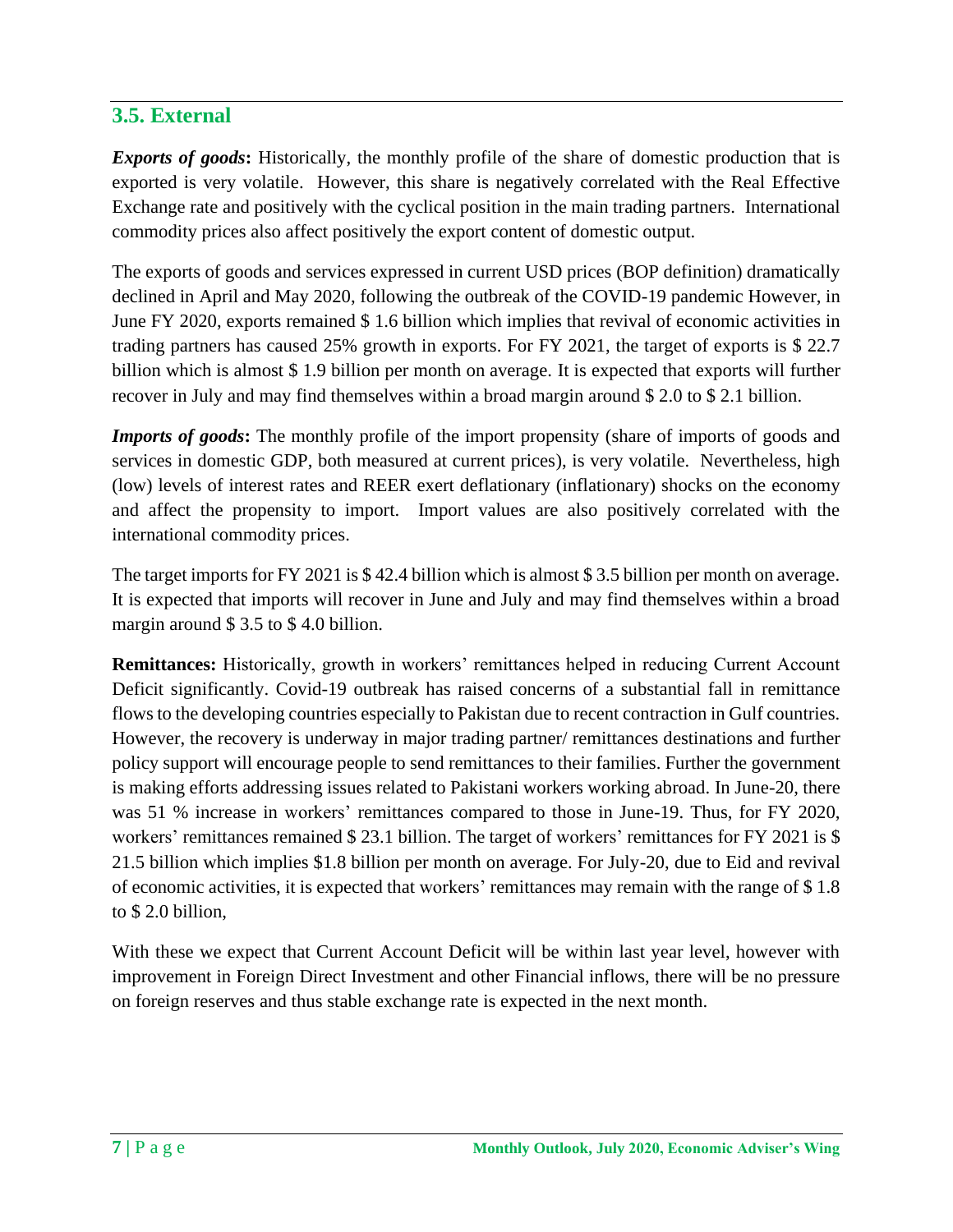## 3.5. External

***Exports of goods*:** Historically, the monthly profile of the share of domestic production that is exported is very volatile. However, this share is negatively correlated with the Real Effective Exchange rate and positively with the cyclical position in the main trading partners. International commodity prices also affect positively the export content of domestic output.

The exports of goods and services expressed in current USD prices (BOP definition) dramatically declined in April and May 2020, following the outbreak of the COVID-19 pandemic However, in June FY 2020, exports remained $ 1.6 billion which implies that revival of economic activities in trading partners has caused 25% growth in exports. For FY 2021, the target of exports is $ 22.7 billion which is almost $ 1.9 billion per month on average. It is expected that exports will further recover in July and may find themselves within a broad margin around $ 2.0 to $ 2.1 billion.

***Imports of goods*:** The monthly profile of the import propensity (share of imports of goods and services in domestic GDP, both measured at current prices), is very volatile. Nevertheless, high (low) levels of interest rates and REER exert deflationary (inflationary) shocks on the economy and affect the propensity to import. Import values are also positively correlated with the international commodity prices.

The target imports for FY 2021 is $ 42.4 billion which is almost $ 3.5 billion per month on average. It is expected that imports will recover in June and July and may find themselves within a broad margin around $ 3.5 to $ 4.0 billion.

**Remittances:** Historically, growth in workers' remittances helped in reducing Current Account Deficit significantly. Covid-19 outbreak has raised concerns of a substantial fall in remittance flows to the developing countries especially to Pakistan due to recent contraction in Gulf countries. However, the recovery is underway in major trading partner/ remittances destinations and further policy support will encourage people to send remittances to their families. Further the government is making efforts addressing issues related to Pakistani workers working abroad. In June-20, there was 51 % increase in workers' remittances compared to those in June-19. Thus, for FY 2020, workers' remittances remained $ 23.1 billion. The target of workers' remittances for FY 2021 is $ 21.5 billion which implies $1.8 billion per month on average. For July-20, due to Eid and revival of economic activities, it is expected that workers' remittances may remain with the range of $ 1.8 to $ 2.0 billion,

With these we expect that Current Account Deficit will be within last year level, however with improvement in Foreign Direct Investment and other Financial inflows, there will be no pressure on foreign reserves and thus stable exchange rate is expected in the next month.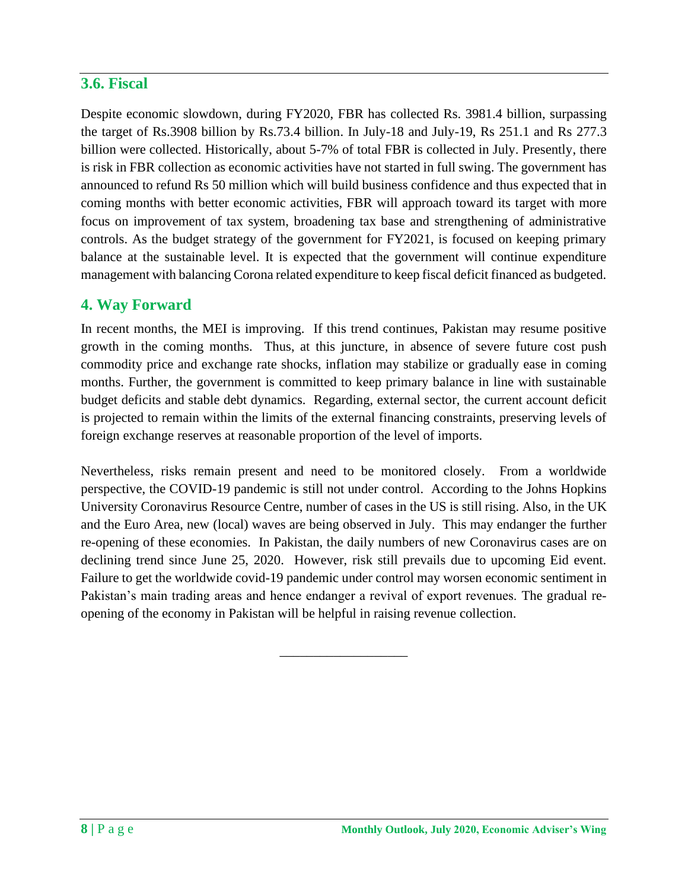### 3.6. Fiscal

Despite economic slowdown, during FY2020, FBR has collected Rs. 3981.4 billion, surpassing the target of Rs.3908 billion by Rs.73.4 billion. In July-18 and July-19, Rs 251.1 and Rs 277.3 billion were collected. Historically, about 5-7% of total FBR is collected in July. Presently, there is risk in FBR collection as economic activities have not started in full swing. The government has announced to refund Rs 50 million which will build business confidence and thus expected that in coming months with better economic activities, FBR will approach toward its target with more focus on improvement of tax system, broadening tax base and strengthening of administrative controls. As the budget strategy of the government for FY2021, is focused on keeping primary balance at the sustainable level. It is expected that the government will continue expenditure management with balancing Corona related expenditure to keep fiscal deficit financed as budgeted.

## 4. Way Forward

In recent months, the MEI is improving. If this trend continues, Pakistan may resume positive growth in the coming months. Thus, at this juncture, in absence of severe future cost push commodity price and exchange rate shocks, inflation may stabilize or gradually ease in coming months. Further, the government is committed to keep primary balance in line with sustainable budget deficits and stable debt dynamics. Regarding, external sector, the current account deficit is projected to remain within the limits of the external financing constraints, preserving levels of foreign exchange reserves at reasonable proportion of the level of imports.

Nevertheless, risks remain present and need to be monitored closely. From a worldwide perspective, the COVID-19 pandemic is still not under control. According to the Johns Hopkins University Coronavirus Resource Centre, number of cases in the US is still rising. Also, in the UK and the Euro Area, new (local) waves are being observed in July. This may endanger the further re-opening of these economies. In Pakistan, the daily numbers of new Coronavirus cases are on declining trend since June 25, 2020. However, risk still prevails due to upcoming Eid event. Failure to get the worldwide covid-19 pandemic under control may worsen economic sentiment in Pakistan's main trading areas and hence endanger a revival of export revenues. The gradual re-opening of the economy in Pakistan will be helpful in raising revenue collection.

---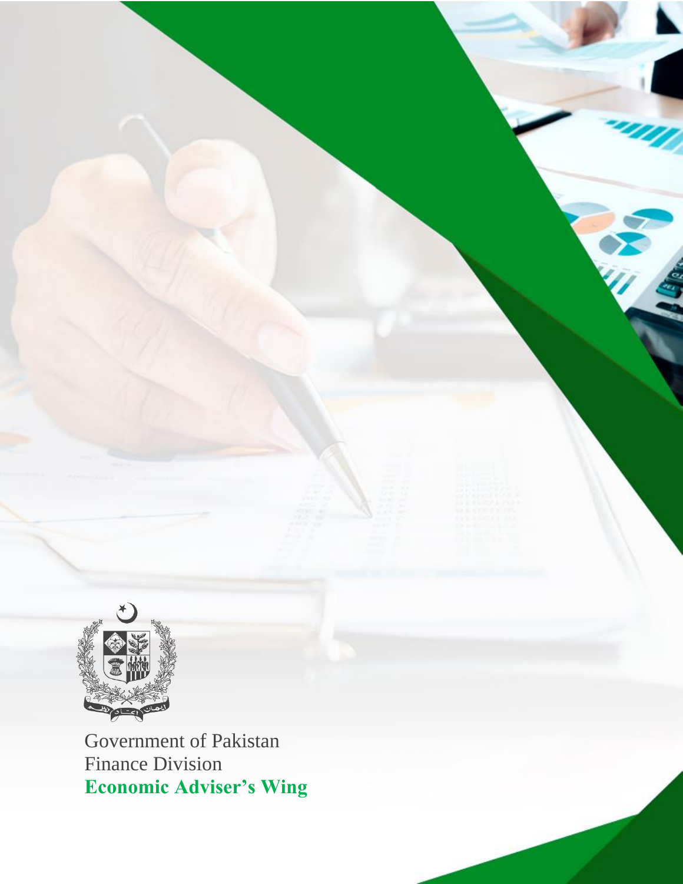Government of Pakistan
Finance Division
**Economic Adviser's Wing**